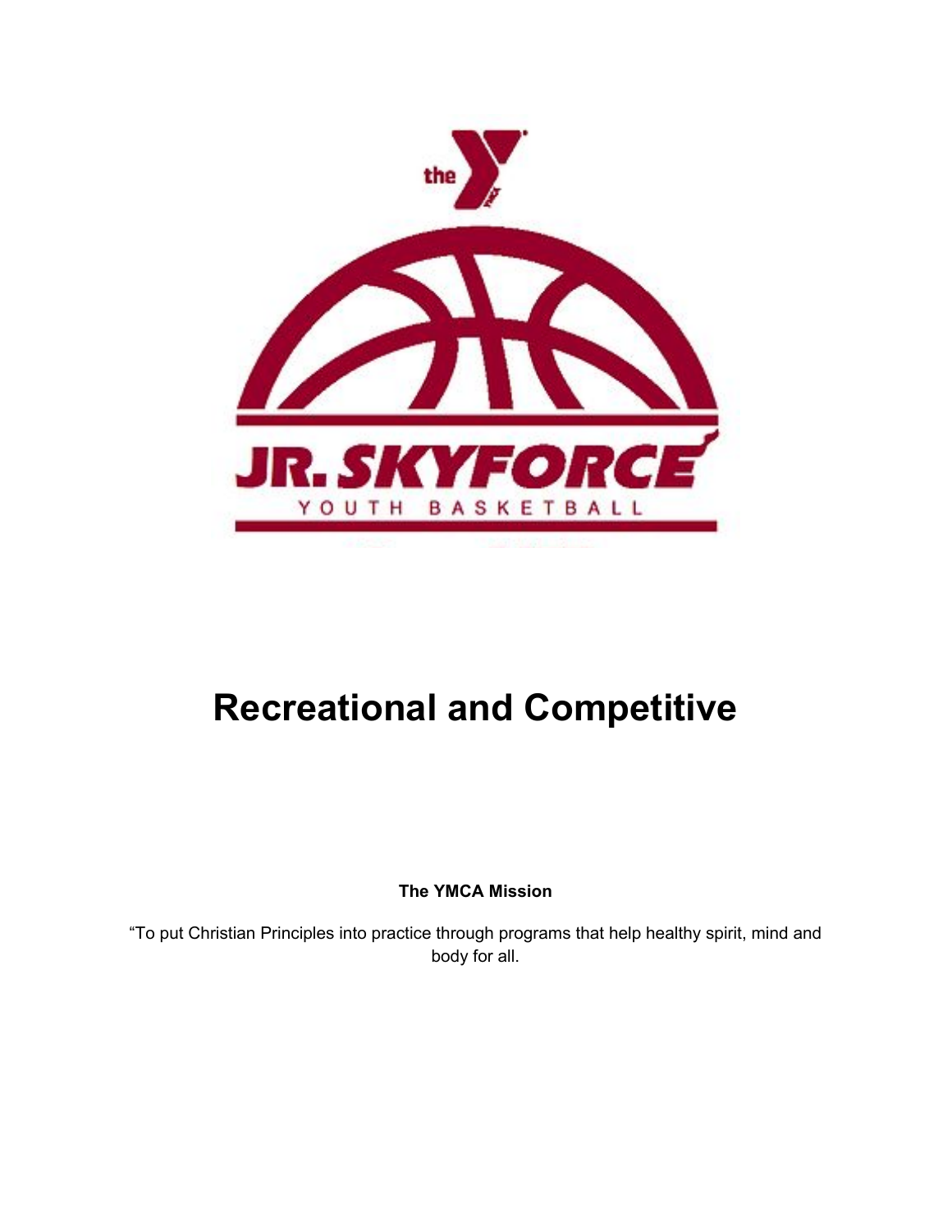# Recreational and Competitive

**The YMCA Mission**

“To put Christian Principles into practice through programs that help healthy spirit, mind and body for all.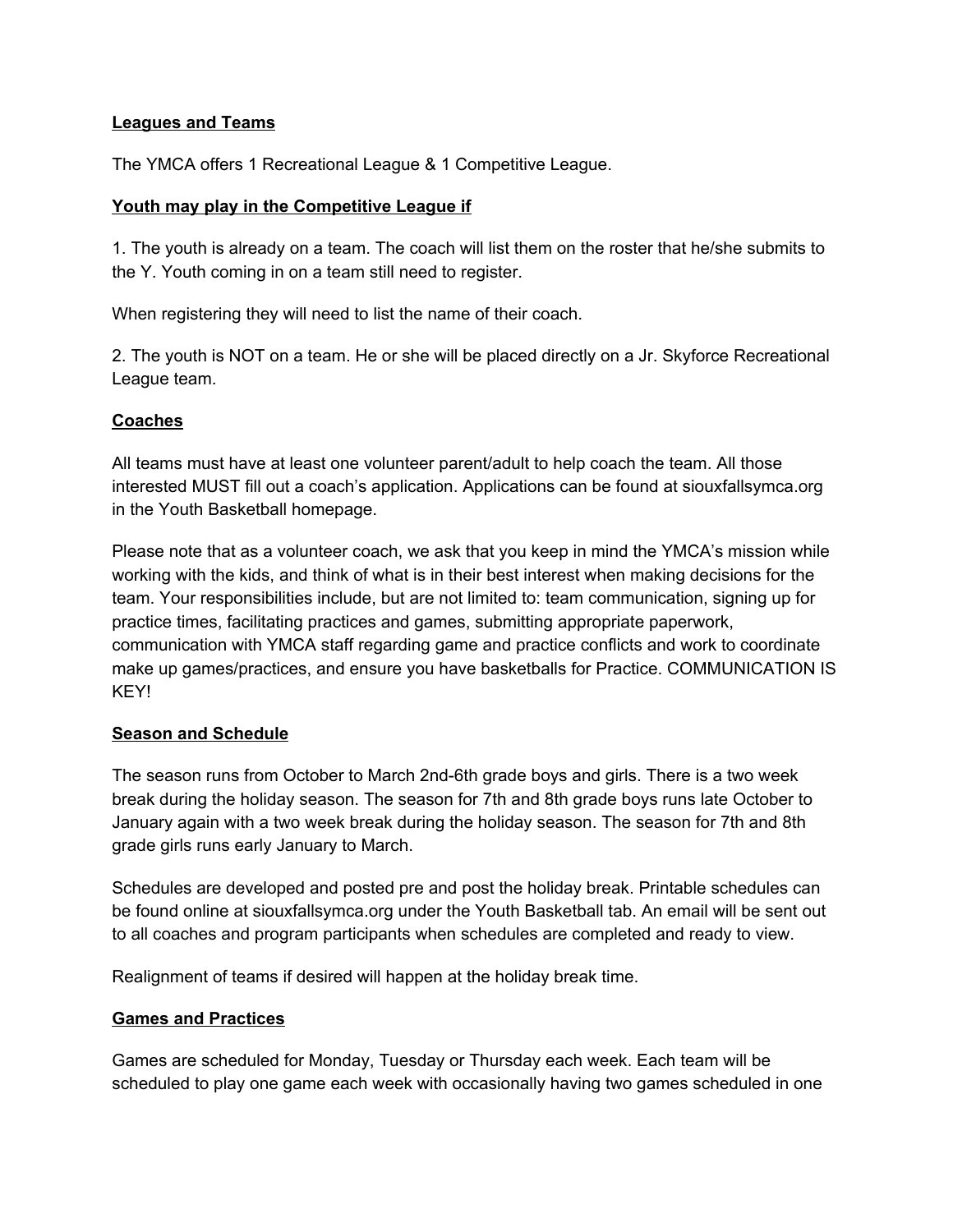**Leagues and Teams**

The YMCA offers 1 Recreational League & 1 Competitive League.

**Youth may play in the Competitive League if**

1. The youth is already on a team. The coach will list them on the roster that he/she submits to the Y. Youth coming in on a team still need to register.

When registering they will need to list the name of their coach.

2. The youth is NOT on a team. He or she will be placed directly on a Jr. Skyforce Recreational League team.

**Coaches**

All teams must have at least one volunteer parent/adult to help coach the team. All those interested MUST fill out a coach's application. Applications can be found at siouxfallsymca.org in the Youth Basketball homepage.

Please note that as a volunteer coach, we ask that you keep in mind the YMCA's mission while working with the kids, and think of what is in their best interest when making decisions for the team. Your responsibilities include, but are not limited to: team communication, signing up for practice times, facilitating practices and games, submitting appropriate paperwork, communication with YMCA staff regarding game and practice conflicts and work to coordinate make up games/practices, and ensure you have basketballs for Practice. COMMUNICATION IS KEY!

**Season and Schedule**

The season runs from October to March 2nd-6th grade boys and girls. There is a two week break during the holiday season. The season for 7th and 8th grade boys runs late October to January again with a two week break during the holiday season. The season for 7th and 8th grade girls runs early January to March.

Schedules are developed and posted pre and post the holiday break. Printable schedules can be found online at siouxfallsymca.org under the Youth Basketball tab. An email will be sent out to all coaches and program participants when schedules are completed and ready to view.

Realignment of teams if desired will happen at the holiday break time.

**Games and Practices**

Games are scheduled for Monday, Tuesday or Thursday each week. Each team will be scheduled to play one game each week with occasionally having two games scheduled in one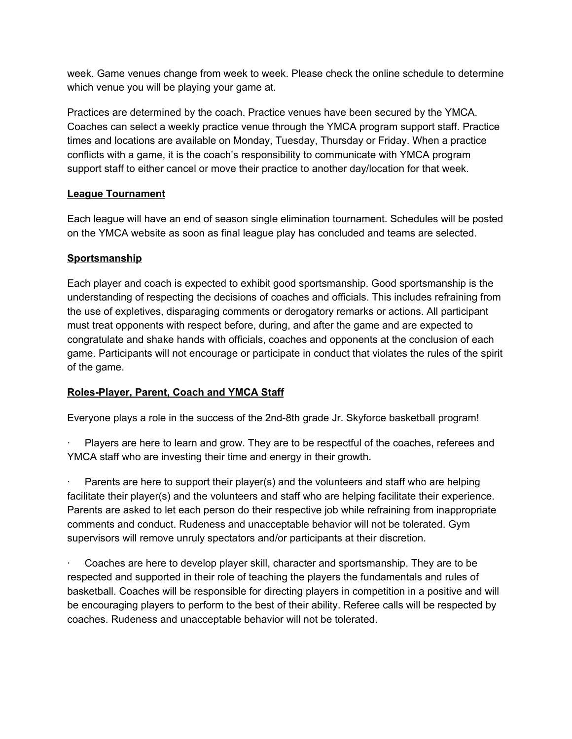week. Game venues change from week to week. Please check the online schedule to determine which venue you will be playing your game at.

Practices are determined by the coach. Practice venues have been secured by the YMCA. Coaches can select a weekly practice venue through the YMCA program support staff. Practice times and locations are available on Monday, Tuesday, Thursday or Friday. When a practice conflicts with a game, it is the coach's responsibility to communicate with YMCA program support staff to either cancel or move their practice to another day/location for that week.

**League Tournament**

Each league will have an end of season single elimination tournament. Schedules will be posted on the YMCA website as soon as final league play has concluded and teams are selected.

**Sportsmanship**

Each player and coach is expected to exhibit good sportsmanship. Good sportsmanship is the understanding of respecting the decisions of coaches and officials. This includes refraining from the use of expletives, disparaging comments or derogatory remarks or actions. All participant must treat opponents with respect before, during, and after the game and are expected to congratulate and shake hands with officials, coaches and opponents at the conclusion of each game. Participants will not encourage or participate in conduct that violates the rules of the spirit of the game.

**Roles-Player, Parent, Coach and YMCA Staff**

Everyone plays a role in the success of the 2nd-8th grade Jr. Skyforce basketball program!

· Players are here to learn and grow. They are to be respectful of the coaches, referees and YMCA staff who are investing their time and energy in their growth.

· Parents are here to support their player(s) and the volunteers and staff who are helping facilitate their player(s) and the volunteers and staff who are helping facilitate their experience. Parents are asked to let each person do their respective job while refraining from inappropriate comments and conduct. Rudeness and unacceptable behavior will not be tolerated. Gym supervisors will remove unruly spectators and/or participants at their discretion.

· Coaches are here to develop player skill, character and sportsmanship. They are to be respected and supported in their role of teaching the players the fundamentals and rules of basketball. Coaches will be responsible for directing players in competition in a positive and will be encouraging players to perform to the best of their ability. Referee calls will be respected by coaches. Rudeness and unacceptable behavior will not be tolerated.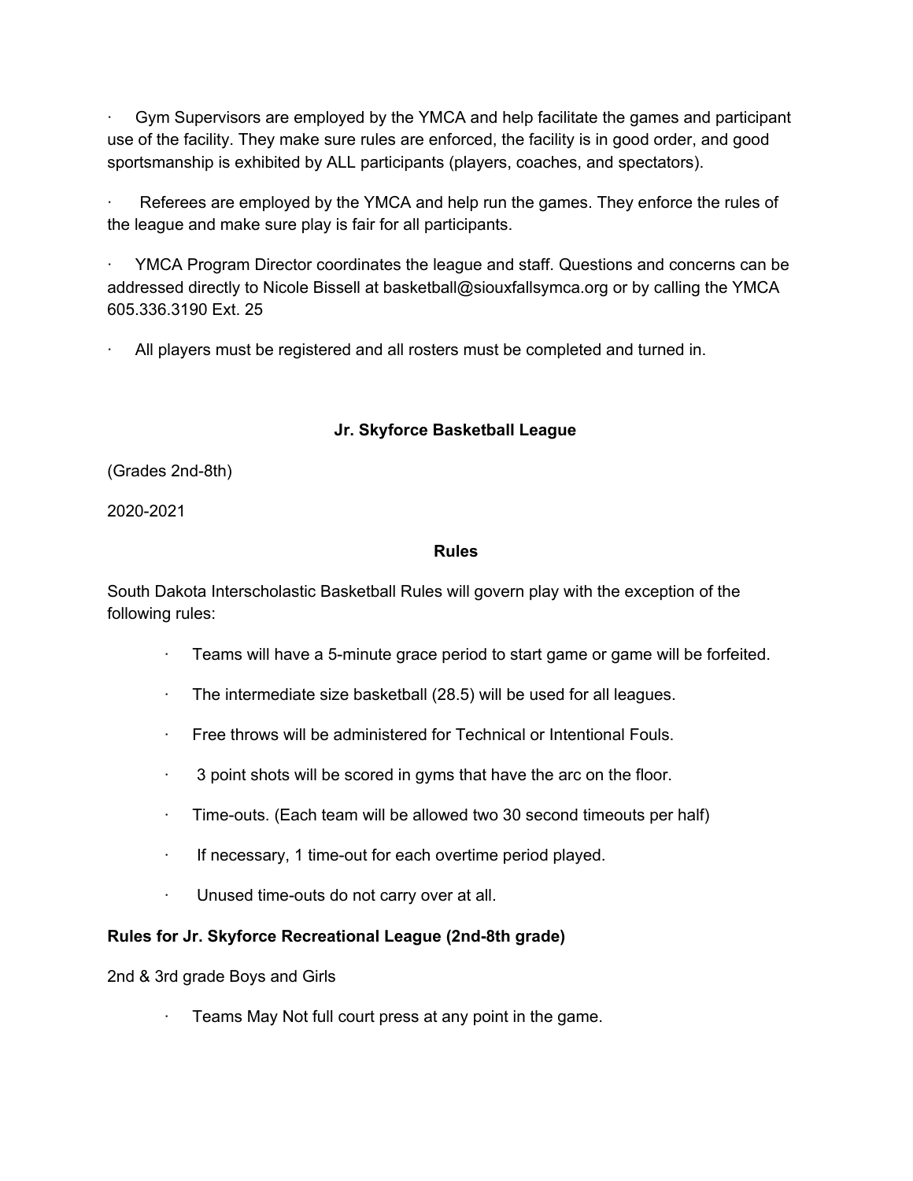- Gym Supervisors are employed by the YMCA and help facilitate the games and participant use of the facility. They make sure rules are enforced, the facility is in good order, and good sportsmanship is exhibited by ALL participants (players, coaches, and spectators).
- Referees are employed by the YMCA and help run the games. They enforce the rules of the league and make sure play is fair for all participants.
- YMCA Program Director coordinates the league and staff. Questions and concerns can be addressed directly to Nicole Bissell at basketball@siouxfallsymca.org or by calling the YMCA 605.336.3190 Ext. 25
- All players must be registered and all rosters must be completed and turned in.

## Jr. Skyforce Basketball League

(Grades 2nd-8th)

2020-2021

### Rules

South Dakota Interscholastic Basketball Rules will govern play with the exception of the following rules:

- Teams will have a 5-minute grace period to start game or game will be forfeited.
- The intermediate size basketball (28.5) will be used for all leagues.
- Free throws will be administered for Technical or Intentional Fouls.
- 3 point shots will be scored in gyms that have the arc on the floor.
- Time-outs. (Each team will be allowed two 30 second timeouts per half)
- If necessary, 1 time-out for each overtime period played.
- Unused time-outs do not carry over at all.

**Rules for Jr. Skyforce Recreational League (2nd-8th grade)**

2nd & 3rd grade Boys and Girls

- Teams May Not full court press at any point in the game.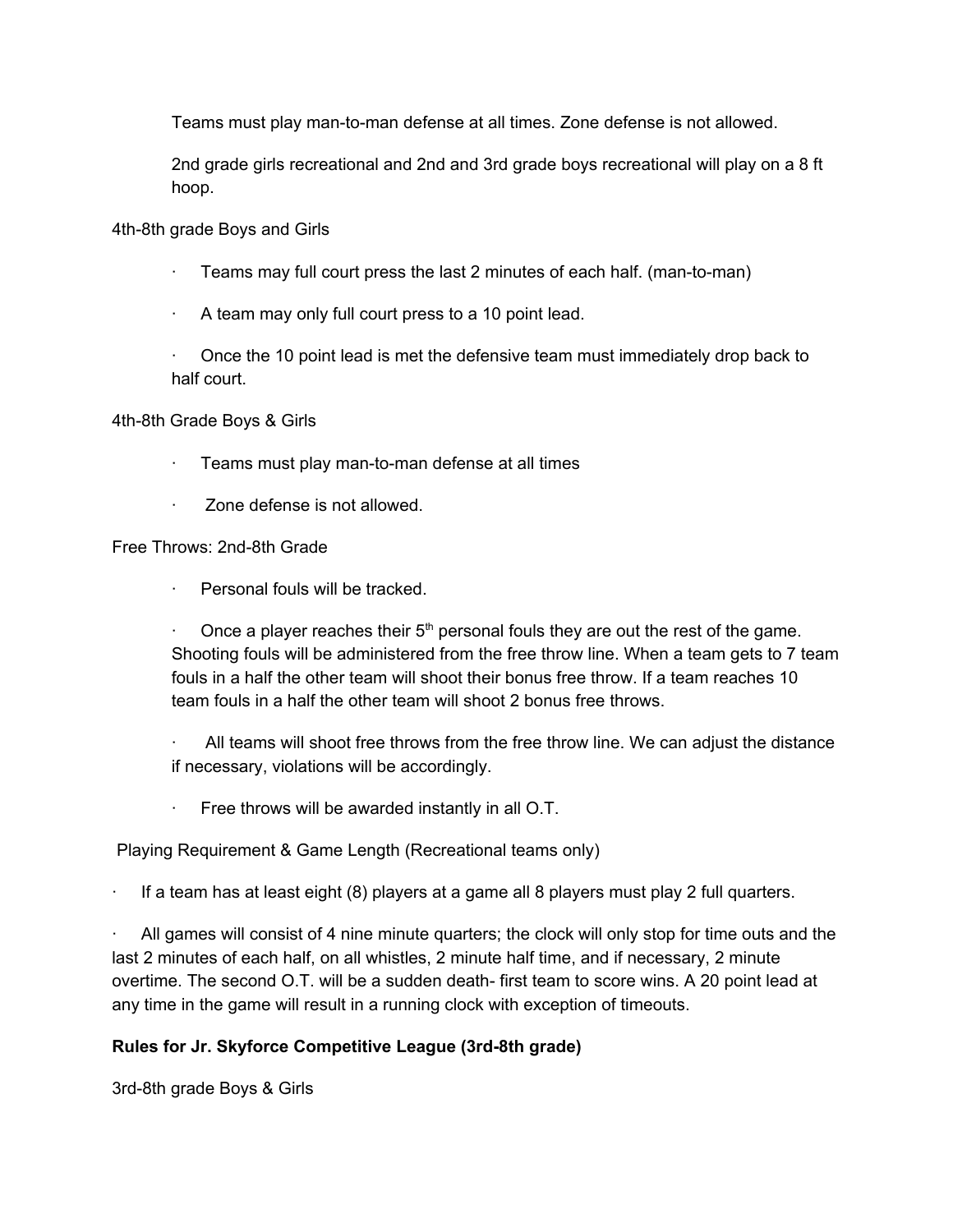Teams must play man-to-man defense at all times. Zone defense is not allowed.

2nd grade girls recreational and 2nd and 3rd grade boys recreational will play on a 8 ft hoop.

4th-8th grade Boys and Girls

- Teams may full court press the last 2 minutes of each half. (man-to-man)
- A team may only full court press to a 10 point lead.
- Once the 10 point lead is met the defensive team must immediately drop back to half court.

4th-8th Grade Boys & Girls

- Teams must play man-to-man defense at all times
- Zone defense is not allowed.

Free Throws: 2nd-8th Grade

- Personal fouls will be tracked.
- Once a player reaches their 5th personal fouls they are out the rest of the game. Shooting fouls will be administered from the free throw line. When a team gets to 7 team fouls in a half the other team will shoot their bonus free throw. If a team reaches 10 team fouls in a half the other team will shoot 2 bonus free throws.
- All teams will shoot free throws from the free throw line. We can adjust the distance if necessary, violations will be accordingly.
- Free throws will be awarded instantly in all O.T.

Playing Requirement & Game Length (Recreational teams only)

- If a team has at least eight (8) players at a game all 8 players must play 2 full quarters.
- All games will consist of 4 nine minute quarters; the clock will only stop for time outs and the last 2 minutes of each half, on all whistles, 2 minute half time, and if necessary, 2 minute overtime. The second O.T. will be a sudden death- first team to score wins. A 20 point lead at any time in the game will result in a running clock with exception of timeouts.

**Rules for Jr. Skyforce Competitive League (3rd-8th grade)**

3rd-8th grade Boys & Girls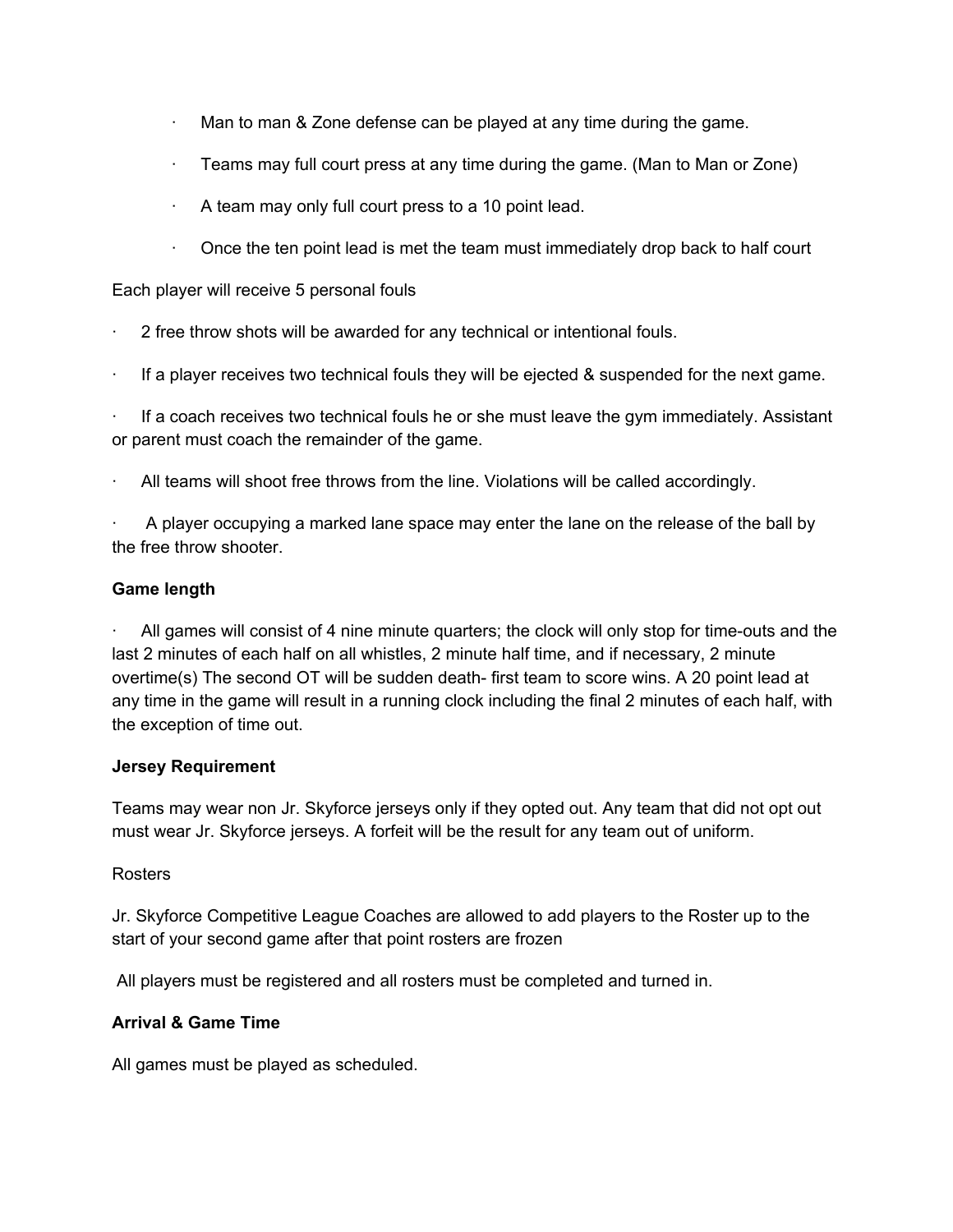- Man to man & Zone defense can be played at any time during the game.
- Teams may full court press at any time during the game. (Man to Man or Zone)
- A team may only full court press to a 10 point lead.
- Once the ten point lead is met the team must immediately drop back to half court

Each player will receive 5 personal fouls

- 2 free throw shots will be awarded for any technical or intentional fouls.
- If a player receives two technical fouls they will be ejected & suspended for the next game.
- If a coach receives two technical fouls he or she must leave the gym immediately. Assistant or parent must coach the remainder of the game.
- All teams will shoot free throws from the line. Violations will be called accordingly.
- A player occupying a marked lane space may enter the lane on the release of the ball by the free throw shooter.

**Game length**

- All games will consist of 4 nine minute quarters; the clock will only stop for time-outs and the last 2 minutes of each half on all whistles, 2 minute half time, and if necessary, 2 minute overtime(s) The second OT will be sudden death- first team to score wins. A 20 point lead at any time in the game will result in a running clock including the final 2 minutes of each half, with the exception of time out.

**Jersey Requirement**

Teams may wear non Jr. Skyforce jerseys only if they opted out. Any team that did not opt out must wear Jr. Skyforce jerseys. A forfeit will be the result for any team out of uniform.

Rosters

Jr. Skyforce Competitive League Coaches are allowed to add players to the Roster up to the start of your second game after that point rosters are frozen

All players must be registered and all rosters must be completed and turned in.

**Arrival & Game Time**

All games must be played as scheduled.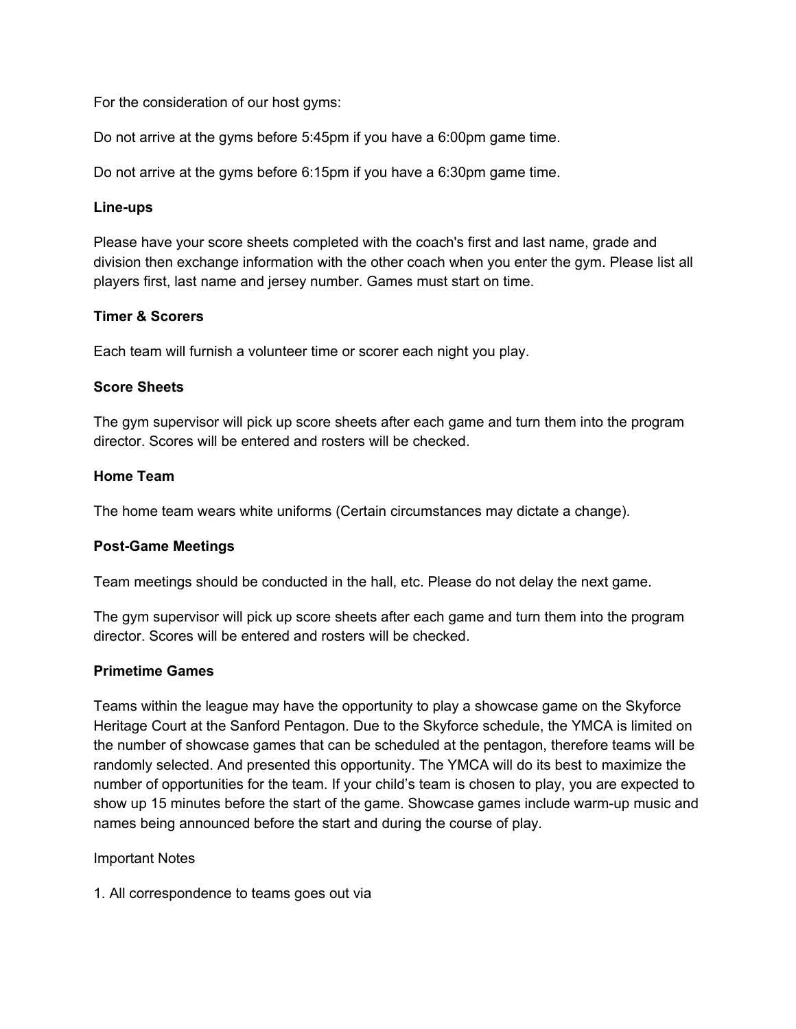For the consideration of our host gyms:

Do not arrive at the gyms before 5:45pm if you have a 6:00pm game time.

Do not arrive at the gyms before 6:15pm if you have a 6:30pm game time.

**Line-ups**

Please have your score sheets completed with the coach's first and last name, grade and division then exchange information with the other coach when you enter the gym. Please list all players first, last name and jersey number. Games must start on time.

**Timer & Scorers**

Each team will furnish a volunteer time or scorer each night you play.

**Score Sheets**

The gym supervisor will pick up score sheets after each game and turn them into the program director. Scores will be entered and rosters will be checked.

**Home Team**

The home team wears white uniforms (Certain circumstances may dictate a change).

**Post-Game Meetings**

Team meetings should be conducted in the hall, etc. Please do not delay the next game.

The gym supervisor will pick up score sheets after each game and turn them into the program director. Scores will be entered and rosters will be checked.

**Primetime Games**

Teams within the league may have the opportunity to play a showcase game on the Skyforce Heritage Court at the Sanford Pentagon. Due to the Skyforce schedule, the YMCA is limited on the number of showcase games that can be scheduled at the pentagon, therefore teams will be randomly selected. And presented this opportunity. The YMCA will do its best to maximize the number of opportunities for the team. If your child's team is chosen to play, you are expected to show up 15 minutes before the start of the game. Showcase games include warm-up music and names being announced before the start and during the course of play.

Important Notes

1. All correspondence to teams goes out via